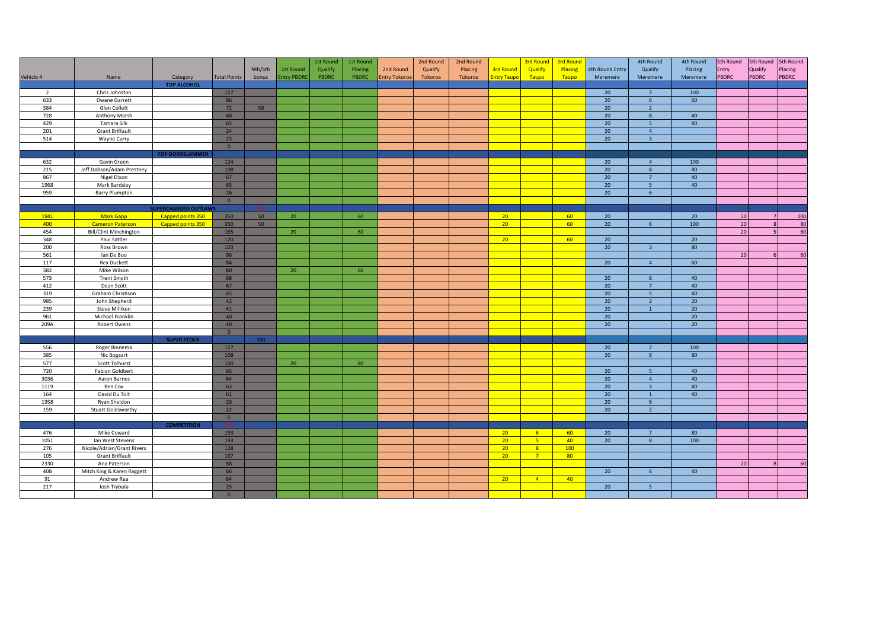| Vehicle # | Name | Category | Total Points | Nth/Sth bonus | 1st Round Entry PBDRC | 1st Round Qualify PBDRC | 1st Round Placing PBDRC | 2nd Round Entry Tokoroa | 2nd Round Qualify Tokoroa | 2nd Round Placing Tokoroa | 3rd Round Entry Taupo | 3rd Round Qualify Taupo | 3rd Round Placing Taupo | 4th Round Entry Meremere | 4th Round Qualify Meremere | 4th Round Placing Meremere | 5th Round Entry PBDRC | 5th Round Qualify PBDRC | 5th Round Placing PBDRC |
|---|---|---|---|---|---|---|---|---|---|---|---|---|---|---|---|---|---|---|---|
| | | **TOP ALCOHOL** | | | | | | | | | | | | | | | | | |
| 2 | Chris Johnston | | 127 | | | | | | | | | | | 20 | 7 | 100 | | | |
| 633 | Dwane Garrett | | 86 | | | | | | | | | | | 20 | 6 | 60 | | | |
| 384 | Glen Collett | | 72 | 50 | | | | | | | | | | 20 | 2 | | | | |
| 728 | Anthony Marsh | | 68 | | | | | | | | | | | 20 | 8 | 40 | | | |
| 429 | Tamara Silk | | 65 | | | | | | | | | | | 20 | 5 | 40 | | | |
| 201 | Grant Briffault | | 24 | | | | | | | | | | | 20 | 4 | | | | |
| 514 | Wayne Curry | | 23 | | | | | | | | | | | 20 | 3 | | | | |
| | | | 0 | | | | | | | | | | | | | | | | |
| | | **TOP DOORSLAMMER** | | | | | | | | | | | | | | | | | |
| 632 | Gavin Green | | 124 | | | | | | | | | | | 20 | 4 | 100 | | | |
| 215 | Jeff Dobson/Adam Prestney | | 108 | | | | | | | | | | | 20 | 8 | 80 | | | |
| 867 | Nigel Dixon | | 67 | | | | | | | | | | | 20 | 7 | 40 | | | |
| 1968 | Mark Bardsley | | 65 | | | | | | | | | | | 20 | 5 | 40 | | | |
| 959 | Barry Plumpton | | 26 | | | | | | | | | | | 20 | 6 | | | | |
| | | | 0 | | | | | | | | | | | | | | | | |
| | | **SUPERCHARGED OUTLAWS** | | | | | | | | | | | | | | | | | |
| 1941 | Mark Gapp | Capped points 350 | 350 | 50 | 20 | | 60 | | | | 20 | | 60 | 20 | | 20 | 20 | 7 | 100 |
| 400 | Cameron Paterson | Capped points 350 | 350 | 50 | | | | | | | 20 | | 60 | 20 | 6 | 100 | 20 | 8 | 80 |
| 454 | Bill/Clint Minchington | | 165 | | 20 | | 60 | | | | | | | | | | 20 | 5 | 60 |
| 348 | Paul Sattler | | 120 | | | | | | | | 20 | | 60 | 20 | | 20 | | | |
| 200 | Ross Brown | | 103 | | | | | | | | | | | 20 | 3 | 80 | | | |
| 561 | Ian De Boo | | 86 | | | | | | | | | | | | | | 20 | 6 | 60 |
| 117 | Rex Duckett | | 84 | | | | | | | | | | | 20 | 4 | 60 | | | |
| 382 | Mike Wilson | | 80 | | 20 | | 60 | | | | | | | | | | | | |
| 573 | Trent Smyth | | 68 | | | | | | | | | | | 20 | 8 | 40 | | | |
| 412 | Dean Scott | | 67 | | | | | | | | | | | 20 | 7 | 40 | | | |
| 319 | Graham Christison | | 65 | | | | | | | | | | | 20 | 5 | 40 | | | |
| 985 | John Shepherd | | 42 | | | | | | | | | | | 20 | 2 | 20 | | | |
| 239 | Steve Milliken | | 41 | | | | | | | | | | | 20 | 1 | 20 | | | |
| 961 | Michael Franklin | | 40 | | | | | | | | | | | 20 | | 20 | | | |
| 209A | Robert Owens | | 40 | | | | | | | | | | | 20 | | 20 | | | |
| | | | 0 | | | | | | | | | | | | | | | | |
| | | **SUPER STOCK** | | 350 | | | | | | | | | | | | | | | |
| 556 | Roger Binnema | | 127 | | | | | | | | | | | 20 | 7 | 100 | | | |
| 385 | Nic Bogaart | | 108 | | | | | | | | | | | 20 | 8 | 80 | | | |
| 577 | Scott Tolhurst | | 100 | | 20 | | 80 | | | | | | | | | | | | |
| 720 | Fabian Goldbert | | 65 | | | | | | | | | | | 20 | 5 | 40 | | | |
| 3036 | Aaron Barnes | | 64 | | | | | | | | | | | 20 | 4 | 40 | | | |
| 1119 | Ben Cox | | 63 | | | | | | | | | | | 20 | 3 | 40 | | | |
| 164 | David Du Toit | | 61 | | | | | | | | | | | 20 | 1 | 40 | | | |
| 1958 | Ryan Sheldon | | 26 | | | | | | | | | | | 20 | 6 | | | | |
| 159 | Stuart Goldsworthy | | 22 | | | | | | | | | | | 20 | 2 | | | | |
| | | | 0 | | | | | | | | | | | | | | | | |
| | | **COMPETITION** | | | | | | | | | | | | | | | | | |
| 476 | Mike Coward | | 193 | | | | | | | | 20 | 6 | 60 | 20 | 7 | 80 | | | |
| 1051 | Ian West Stevens | | 193 | | | | | | | | 20 | 5 | 40 | 20 | 8 | 100 | | | |
| 276 | Nicole/Adrian/Grant Rivers | | 128 | | | | | | | | 20 | 8 | 100 | | | | | | |
| 105 | Grant Briffault | | 107 | | | | | | | | 20 | 7 | 80 | | | | | | |
| 2330 | Ana Paterson | | 88 | | | | | | | | | | | | | | 20 | 8 | 60 |
| 408 | Mitch King & Karen Raggett | | 66 | | | | | | | | | | | 20 | 6 | 40 | | | |
| 91 | Andrew Rea | | 64 | | | | | | | | 20 | 4 | 40 | | | | | | |
| 217 | Josh Trybula | | 25 | | | | | | | | | | | 20 | 5 | | | | |
| | | | 0 | | | | | | | | | | | | | | | | |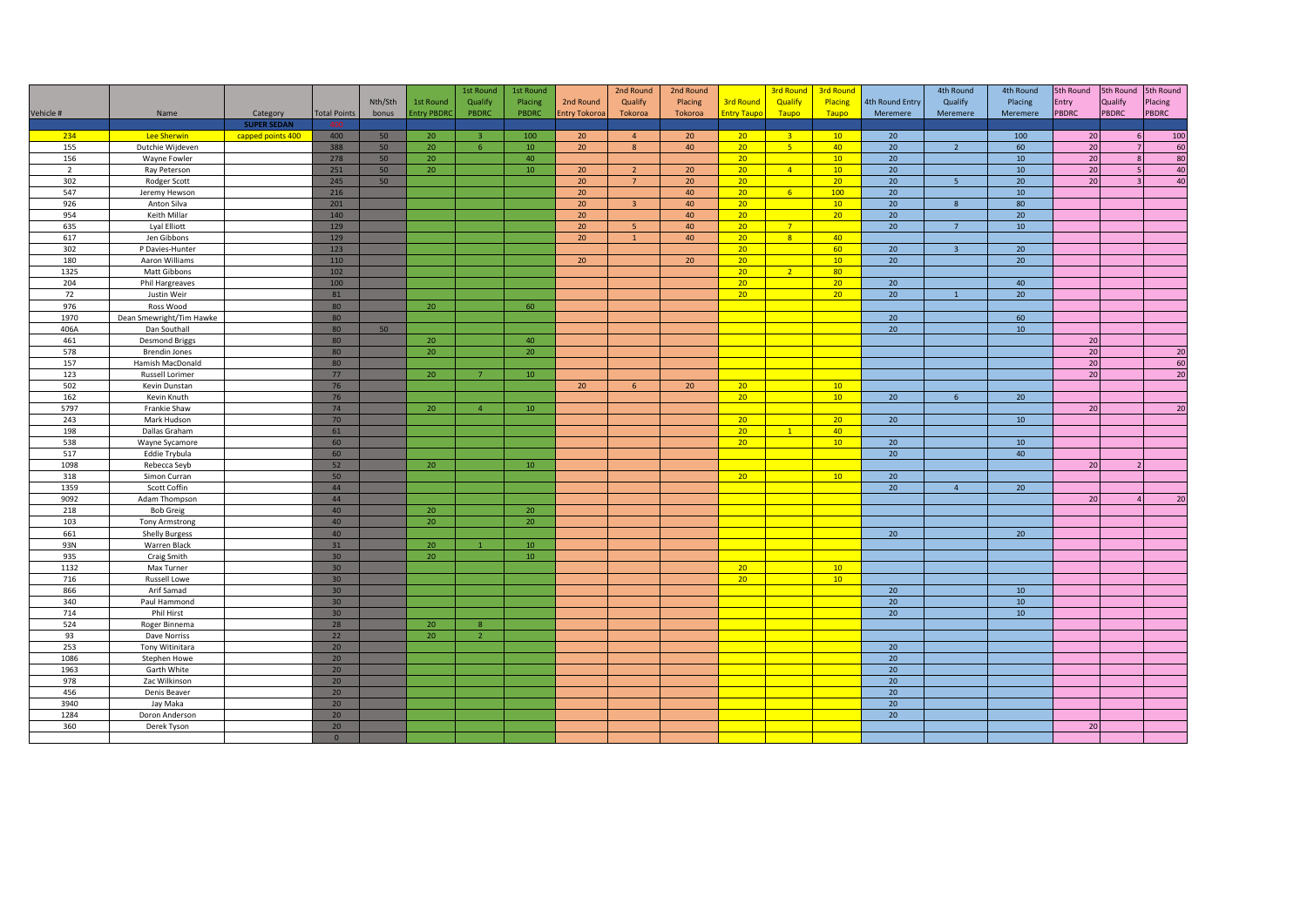| Vehicle # | Name | Category | Total Points | Nth/Sth bonus | 1st Round Entry PBDRC | 1st Round Qualify PBDRC | 1st Round Placing PBDRC | 2nd Round Entry Tokoroa | 2nd Round Qualify Tokoroa | 2nd Round Placing Tokoroa | 3rd Round Entry Taupo | 3rd Round Qualify Taupo | 3rd Round Placing Taupo | 4th Round Entry Meremere | 4th Round Qualify Meremere | 4th Round Placing Meremere | 5th Round Entry PBDRC | 5th Round Qualify PBDRC | 5th Round Placing PBDRC |
|---|---|---|---|---|---|---|---|---|---|---|---|---|---|---|---|---|---|---|---|
| | | SUPER SEDAN | | | | | | | | | | | | | | | | | |
| 234 | Lee Sherwin | capped points 400 | 400 | 50 | 20 | 3 | 100 | 20 | 4 | 20 | 20 | 3 | 10 | 20 | | 100 | 20 | 6 | 100 |
| 155 | Dutchie Wijdeven | | 388 | 50 | 20 | 6 | 10 | 20 | 8 | 40 | 20 | 5 | 40 | 20 | 2 | 60 | 20 | 7 | 60 |
| 156 | Wayne Fowler | | 278 | 50 | 20 | | 40 | | | | 20 | | 10 | 20 | | 10 | 20 | 8 | 80 |
| 2 | Ray Peterson | | 251 | 50 | 20 | | 10 | 20 | 2 | 20 | 20 | 4 | 10 | 20 | | 10 | 20 | 5 | 40 |
| 302 | Rodger Scott | | 245 | 50 | | | | 20 | 7 | 20 | 20 | | 20 | 20 | 5 | 20 | 20 | 3 | 40 |
| 547 | Jeremy Hewson | | 216 | | | | | 20 | | 40 | 20 | 6 | 100 | 20 | | 10 | | | |
| 926 | Anton Silva | | 201 | | | | | 20 | 3 | 40 | 20 | | 10 | 20 | 8 | 80 | | | |
| 954 | Keith Millar | | 140 | | | | | 20 | | 40 | 20 | | 20 | 20 | | 20 | | | |
| 635 | Lyal Elliott | | 129 | | | | | 20 | 5 | 40 | 20 | 7 | | 20 | 7 | 10 | | | |
| 617 | Jen Gibbons | | 129 | | | | | 20 | 1 | 40 | 20 | 8 | 40 | | | | | | |
| 302 | P Davies-Hunter | | 123 | | | | | | | | 20 | | 60 | 20 | 3 | 20 | | | |
| 180 | Aaron Williams | | 110 | | | | | 20 | | 20 | 20 | | 10 | 20 | | 20 | | | |
| 1325 | Matt Gibbons | | 102 | | | | | | | | 20 | 2 | 80 | | | | | | |
| 204 | Phil Hargreaves | | 100 | | | | | | | | 20 | | 20 | 20 | | 40 | | | |
| 72 | Justin Weir | | 81 | | | | | | | | 20 | | 20 | 20 | 1 | 20 | | | |
| 976 | Ross Wood | | 80 | | 20 | | 60 | | | | | | | | | | | | |
| 1970 | Dean Smewright/Tim Hawke | | 80 | | | | | | | | | | | 20 | | 60 | | | |
| 406A | Dan Southall | | 80 | 50 | | | | | | | | | | 20 | | 10 | | | |
| 461 | Desmond Briggs | | 80 | | 20 | | 40 | | | | | | | | | | 20 | | |
| 578 | Brendin Jones | | 80 | | 20 | | 20 | | | | | | | | | | 20 | | 20 |
| 157 | Hamish MacDonald | | 80 | | | | | | | | | | | | | | 20 | | 60 |
| 123 | Russell Lorimer | | 77 | | 20 | 7 | 10 | | | | | | | | | | 20 | | 20 |
| 502 | Kevin Dunstan | | 76 | | | | | 20 | 6 | 20 | 20 | | 10 | | | | | | |
| 162 | Kevin Knuth | | 76 | | | | | | | | 20 | | 10 | 20 | 6 | 20 | | | |
| 5797 | Frankie Shaw | | 74 | | 20 | 4 | 10 | | | | | | | | | | 20 | | 20 |
| 243 | Mark Hudson | | 70 | | | | | | | | 20 | | 20 | 20 | | 10 | | | |
| 198 | Dallas Graham | | 61 | | | | | | | | 20 | 1 | 40 | | | | | | |
| 538 | Wayne Sycamore | | 60 | | | | | | | | 20 | | 10 | 20 | | 10 | | | |
| 517 | Eddie Trybula | | 60 | | | | | | | | | | | 20 | | 40 | | | |
| 1098 | Rebecca Seyb | | 52 | | 20 | | 10 | | | | | | | | | | 20 | 2 | |
| 318 | Simon Curran | | 50 | | | | | | | | 20 | | 10 | 20 | | | | | |
| 1359 | Scott Coffin | | 44 | | | | | | | | | | | 20 | 4 | 20 | | | |
| 9092 | Adam Thompson | | 44 | | | | | | | | | | | | | | 20 | 4 | 20 |
| 218 | Bob Greig | | 40 | | 20 | | 20 | | | | | | | | | | | | |
| 103 | Tony Armstrong | | 40 | | 20 | | 20 | | | | | | | | | | | | |
| 661 | Shelly Burgess | | 40 | | | | | | | | | | | 20 | | 20 | | | |
| 93N | Warren Black | | 31 | | 20 | 1 | 10 | | | | | | | | | | | | |
| 935 | Craig Smith | | 30 | | 20 | | 10 | | | | | | | | | | | | |
| 1132 | Max Turner | | 30 | | | | | | | | 20 | | 10 | | | | | | |
| 716 | Russell Lowe | | 30 | | | | | | | | 20 | | 10 | | | | | | |
| 866 | Arif Samad | | 30 | | | | | | | | | | | 20 | | 10 | | | |
| 340 | Paul Hammond | | 30 | | | | | | | | | | | 20 | | 10 | | | |
| 714 | Phil Hirst | | 30 | | | | | | | | | | | 20 | | 10 | | | |
| 524 | Roger Binnema | | 28 | | 20 | 8 | | | | | | | | | | | | | |
| 93 | Dave Norriss | | 22 | | 20 | 2 | | | | | | | | | | | | | |
| 253 | Tony Witinitara | | 20 | | | | | | | | | | | 20 | | | | | |
| 1086 | Stephen Howe | | 20 | | | | | | | | | | | 20 | | | | | |
| 1963 | Garth White | | 20 | | | | | | | | | | | 20 | | | | | |
| 978 | Zac Wilkinson | | 20 | | | | | | | | | | | 20 | | | | | |
| 456 | Denis Beaver | | 20 | | | | | | | | | | | 20 | | | | | |
| 3940 | Jay Maka | | 20 | | | | | | | | | | | 20 | | | | | |
| 1284 | Doron Anderson | | 20 | | | | | | | | | | | 20 | | | | | |
| 360 | Derek Tyson | | 20 | | | | | | | | | | | | | | 20 | | |
| | | | 0 | | | | | | | | | | | | | | | | |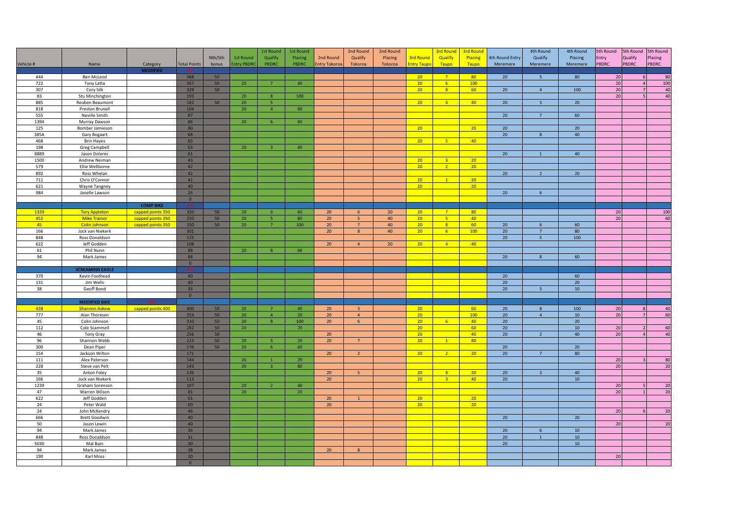| Vehicle # | Name | Category | Total Points | Nth/Sth bonus | 1st Round Entry PBDRC | 1st Round Qualify PBDRC | 1st Round Placing PBDRC | 2nd Round Entry Tokoroa | 2nd Round Qualify Tokoroa | 2nd Round Placing Tokoroa | 3rd Round Entry Taupo | 3rd Round Qualify Taupo | 3rd Round Placing Taupo | 4th Round Entry Meremere | 4th Round Qualify Meremere | 4th Round Placing Meremere | 5th Round Entry PBDRC | 5th Round Qualify PBDRC | 5th Round Placing PBDRC |
|---|---|---|---|---|---|---|---|---|---|---|---|---|---|---|---|---|---|---|---|
| | | **MODIFIED** | | | | | | | | | | | | | | | | | |
| 444 | Ben McLeod | | 368 | 50 | | | | | | | 20 | 7 | 80 | 20 | 5 | 80 | 20 | 6 | 80 |
| 722 | Tony Latta | | 367 | 50 | 20 | 7 | 40 | | | | 20 | 6 | 100 | | | | 20 | 4 | 100 |
| 307 | Cory Silk | | 329 | 50 | | | | | | | 20 | 8 | 60 | 20 | 4 | 100 | 20 | 7 | 40 |
| 83 | Stu Minchington | | 193 | | 20 | 8 | 100 | | | | | | | | | | 20 | 5 | 40 |
| 885 | Reuben Beaumont | | 182 | 50 | 20 | 5 | | | | | 20 | 4 | 40 | 20 | 3 | 20 | | | |
| 818 | Preston Brunell | | 104 | | 20 | 4 | 80 | | | | | | | | | | | | |
| 555 | Neville Smith | | 87 | | | | | | | | | | | 20 | 7 | 60 | | | |
| 1394 | Murray Dawson | | 86 | | 20 | 6 | 60 | | | | | | | | | | | | |
| 125 | Bomber Jamieson | | 80 | | | | | | | | 20 | | 20 | 20 | | 20 | | | |
| 385A | Gary Bogaart | | 68 | | | | | | | | | | | 20 | 8 | 40 | | | |
| 468 | Brin Hayes | | 65 | | | | | | | | 20 | 5 | 40 | | | | | | |
| 198 | Greg Campbell | | 63 | | 20 | 3 | 40 | | | | | | | | | | | | |
| 8889 | Jason Dolores | | 61 | | | | | | | | | | | 20 | 1 | 40 | | | |
| 1500 | Andrew Neiman | | 43 | | | | | | | | 20 | 3 | 20 | | | | | | |
| 579 | Ellie Wellborne | | 42 | | | | | | | | 20 | 2 | 20 | | | | | | |
| 892 | Ross Whelan | | 42 | | | | | | | | | | | 20 | 2 | 20 | | | |
| 711 | Chris O'Connor | | 41 | | | | | | | | 20 | 1 | 20 | | | | | | |
| 621 | Wayne Tangney | | 40 | | | | | | | | 20 | | 20 | | | | | | |
| 984 | Janelle Lawson | | 26 | | | | | | | | | | | 20 | 6 | | | | |
| | | | 0 | | | | | | | | | | | | | | | | |
| | | **COMP BIKE** | | | | | | | | | | | | | | | | | |
| 1339 | Tory Appleton | capped points 350 | 350 | 50 | 20 | 6 | 60 | 20 | 6 | 20 | 20 | 7 | 80 | | | | 20 | | 100 |
| 452 | Mike Trainor | capped points 350 | 350 | 50 | 20 | 5 | 80 | 20 | 5 | 40 | 20 | 5 | 40 | | | | 20 | | 60 |
| 45 | Colin Johnson | capped points 350 | 350 | 50 | 20 | 7 | 100 | 20 | 7 | 40 | 20 | 8 | 60 | 20 | 6 | 60 | | | |
| 166 | Jock van Niekerk | | 301 | | | | | 20 | 8 | 40 | 20 | 6 | 100 | 20 | 7 | 80 | | | |
| 848 | Ross Donaldson | | 125 | | | | | | | | | | | 20 | 5 | 100 | | | |
| 622 | Jeff Godden | | 108 | | | | | 20 | 4 | 20 | 20 | 4 | 40 | | | | | | |
| 61 | Phil Nunn | | 88 | | 20 | 8 | 60 | | | | | | | | | | | | |
| 94 | Mark James | | 88 | | | | | | | | | | | 20 | 8 | 60 | | | |
| | | | 0 | | | | | | | | | | | | | | | | |
| | **SCREAMING EAGLE** | | | | | | | | | | | | | | | | | | |
| 370 | Kevin Foothead | | 80 | | | | | | | | | | | 20 | | 60 | | | |
| 131 | Jim Wells | | 40 | | | | | | | | | | | 20 | | 20 | | | |
| 38 | Geoff Bond | | 35 | | | | | | | | | | | 20 | 5 | 10 | | | |
| | | | 0 | | | | | | | | | | | | | | | | |
| | **MODIFIED BIKE** | | | | | | | | | | | | | | | | | | |
| 438 | Shannon Askew | capped points 400 | 400 | 50 | 20 | 7 | 40 | 20 | 3 | | 20 | | 60 | 20 | 8 | 100 | 20 | 8 | 40 |
| 777 | Alan Thoresen | | 359 | 50 | 20 | 4 | 20 | 20 | 4 | | 20 | | 100 | 20 | 4 | 10 | 20 | 7 | 60 |
| 45 | Colin Johnson | | 310 | 50 | 20 | 8 | 100 | 20 | 6 | | 20 | 6 | 40 | 20 | | 20 | | | |
| 112 | Cole Scammell | | 282 | 50 | 20 | | 20 | | | | 20 | | 60 | 20 | | 10 | 20 | 2 | 60 |
| 46 | Tony Gray | | 256 | 50 | | | | 20 | | | 20 | | 40 | 20 | 2 | 40 | 20 | 4 | 40 |
| 96 | Shannon Webb | | 223 | 50 | 20 | 5 | 20 | 20 | 7 | | 20 | 1 | 80 | | | | | | |
| 300 | Dean Piper | | 176 | 50 | 20 | 6 | 60 | | | | | | | 20 | | 20 | | | |
| 154 | Jackson Wilton | | 171 | | | | | 20 | 2 | | 20 | 2 | 20 | 20 | 7 | 80 | | | |
| 111 | Alex Paterson | | 144 | | 20 | 1 | 20 | | | | | | | | | | 20 | 3 | 80 |
| 228 | Steve van Pelt | | 143 | | 20 | 3 | 80 | | | | | | | | | | 20 | | 20 |
| 35 | Anton Foley | | 136 | | | | | 20 | 5 | | 20 | 8 | 20 | 20 | 3 | 40 | | | |
| 166 | Jock van Niekerk | | 113 | | | | | 20 | | | 20 | 3 | 40 | 20 | | 10 | | | |
| 1239 | Graham Sorenson | | 107 | | 20 | 2 | 40 | | | | | | | | | | 20 | 5 | 20 |
| 47 | Warren Wilson | | 81 | | 20 | | 20 | | | | | | | | | | 20 | 1 | 20 |
| 622 | Jeff Godden | | 61 | | | | | 20 | 1 | | 20 | | 20 | | | | | | |
| 24 | Peter Wald | | 60 | | | | | 20 | | | 20 | | 20 | | | | | | |
| 24 | John McKendry | | 46 | | | | | | | | | | | | | | 20 | 6 | 20 |
| 666 | Brett Goodwin | | 40 | | | | | | | | | | | 20 | | 20 | | | |
| 50 | Jason Lewin | | 40 | | | | | | | | | | | | | | 20 | | 20 |
| 94 | Mark James | | 36 | | | | | | | | | | | 20 | 6 | 10 | | | |
| 848 | Ross Donaldson | | 31 | | | | | | | | | | | 20 | 1 | 10 | | | |
| 5030 | Mal Bain | | 30 | | | | | | | | | | | 20 | | 10 | | | |
| 94 | Mark James | | 28 | | | | | 20 | 8 | | | | | | | | | | |
| 190 | Karl Moss | | 20 | | | | | | | | | | | | | | 20 | | |
| | | | 0 | | | | | | | | | | | | | | | | |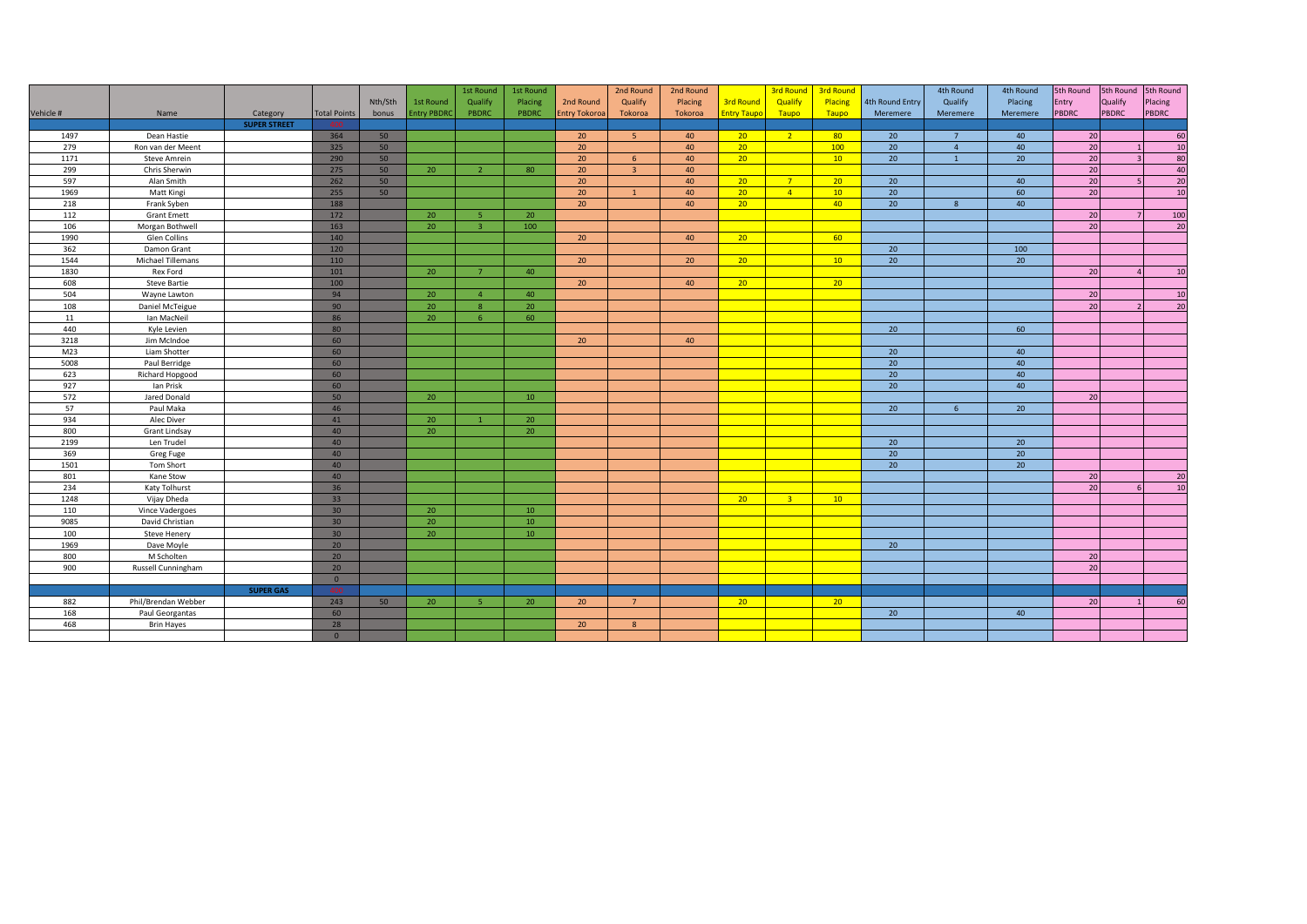| Vehicle # | Name | Category | Total Points | Nth/Sth bonus | 1st Round Entry PBDRC | 1st Round Qualify PBDRC | 1st Round Placing PBDRC | 2nd Round Entry Tokoroa | 2nd Round Qualify Tokoroa | 2nd Round Placing Tokoroa | 3rd Round Entry Taupo | 3rd Round Qualify Taupo | 3rd Round Placing Taupo | 4th Round Entry Meremere | 4th Round Qualify Meremere | 4th Round Placing Meremere | 5th Round Entry PBDRC | 5th Round Qualify PBDRC | 5th Round Placing PBDRC |
|---|---|---|---|---|---|---|---|---|---|---|---|---|---|---|---|---|---|---|---|
| | | SUPER STREET | | | | | | | | | | | | | | | | | |
| 1497 | Dean Hastie | | 364 | 50 | | | | 20 | 5 | 40 | 20 | 2 | 80 | 20 | 7 | 40 | 20 | | 60 |
| 279 | Ron van der Meent | | 325 | 50 | | | | 20 | | 40 | 20 | | 100 | 20 | 4 | 40 | 20 | 1 | 10 |
| 1171 | Steve Amrein | | 290 | 50 | | | | 20 | 6 | 40 | 20 | | 10 | 20 | 1 | 20 | 20 | 3 | 80 |
| 299 | Chris Sherwin | | 275 | 50 | 20 | 2 | 80 | 20 | 3 | 40 | | | | | | | 20 | | 40 |
| 597 | Alan Smith | | 262 | 50 | | | | 20 | | 40 | 20 | 7 | 20 | 20 | | 40 | 20 | 5 | 20 |
| 1969 | Matt Kingi | | 255 | 50 | | | | 20 | 1 | 40 | 20 | 4 | 10 | 20 | | 60 | 20 | | 10 |
| 218 | Frank Syben | | 188 | | | | | 20 | | 40 | 20 | | 40 | 20 | 8 | 40 | | | |
| 112 | Grant Emett | | 172 | | 20 | 5 | 20 | | | | | | | | | | 20 | 7 | 100 |
| 106 | Morgan Bothwell | | 163 | | 20 | 3 | 100 | | | | | | | | | | 20 | | 20 |
| 1990 | Glen Collins | | 140 | | | | | 20 | | 40 | 20 | | 60 | | | | | | |
| 362 | Damon Grant | | 120 | | | | | | | | | | | 20 | | 100 | | | |
| 1544 | Michael Tillemans | | 110 | | | | | 20 | | 20 | 20 | | 10 | 20 | | 20 | | | |
| 1830 | Rex Ford | | 101 | | 20 | 7 | 40 | | | | | | | | | | 20 | 4 | 10 |
| 608 | Steve Bartie | | 100 | | | | | 20 | | 40 | 20 | | 20 | | | | | | |
| 504 | Wayne Lawton | | 94 | | 20 | 4 | 40 | | | | | | | | | | 20 | | 10 |
| 108 | Daniel McTeigue | | 90 | | 20 | 8 | 20 | | | | | | | | | | 20 | 2 | 20 |
| 11 | Ian MacNeil | | 86 | | 20 | 6 | 60 | | | | | | | | | | | | |
| 440 | Kyle Levien | | 80 | | | | | | | | | | | 20 | | 60 | | | |
| 3218 | Jim McIndoe | | 60 | | | | | 20 | | 40 | | | | | | | | | |
| M23 | Liam Shotter | | 60 | | | | | | | | | | | 20 | | 40 | | | |
| 5008 | Paul Berridge | | 60 | | | | | | | | | | | 20 | | 40 | | | |
| 623 | Richard Hopgood | | 60 | | | | | | | | | | | 20 | | 40 | | | |
| 927 | Ian Prisk | | 60 | | | | | | | | | | | 20 | | 40 | | | |
| 572 | Jared Donald | | 50 | | 20 | | 10 | | | | | | | | | | 20 | | |
| 57 | Paul Maka | | 46 | | | | | | | | | | | 20 | 6 | 20 | | | |
| 934 | Alec Diver | | 41 | | 20 | 1 | 20 | | | | | | | | | | | | |
| 800 | Grant Lindsay | | 40 | | 20 | | 20 | | | | | | | | | | | | |
| 2199 | Len Trudel | | 40 | | | | | | | | | | | 20 | | 20 | | | |
| 369 | Greg Fuge | | 40 | | | | | | | | | | | 20 | | 20 | | | |
| 1501 | Tom Short | | 40 | | | | | | | | | | | 20 | | 20 | | | |
| 801 | Kane Stow | | 40 | | | | | | | | | | | | | | 20 | | 20 |
| 234 | Katy Tolhurst | | 36 | | | | | | | | | | | | | | 20 | 6 | 10 |
| 1248 | Vijay Dheda | | 33 | | | | | | | | 20 | 3 | 10 | | | | | | |
| 110 | Vince Vadergoes | | 30 | | 20 | | 10 | | | | | | | | | | | | |
| 9085 | David Christian | | 30 | | 20 | | 10 | | | | | | | | | | | | |
| 100 | Steve Henery | | 30 | | 20 | | 10 | | | | | | | | | | | | |
| 1969 | Dave Moyle | | 20 | | | | | | | | | | | 20 | | | | | |
| 800 | M Scholten | | 20 | | | | | | | | | | | | | | 20 | | |
| 900 | Russell Cunningham | | 20 | | | | | | | | | | | | | | 20 | | |
| | | | 0 | | | | | | | | | | | | | | | | |
| | | SUPER GAS | | | | | | | | | | | | | | | | | |
| 882 | Phil/Brendan Webber | | 243 | 50 | 20 | 5 | 20 | 20 | 7 | | 20 | | 20 | | | | 20 | 1 | 60 |
| 168 | Paul Georgantas | | 60 | | | | | | | | | | | 20 | | 40 | | | |
| 468 | Brin Hayes | | 28 | | | | | 20 | 8 | | | | | | | | | | |
| | | | 0 | | | | | | | | | | | | | | | | |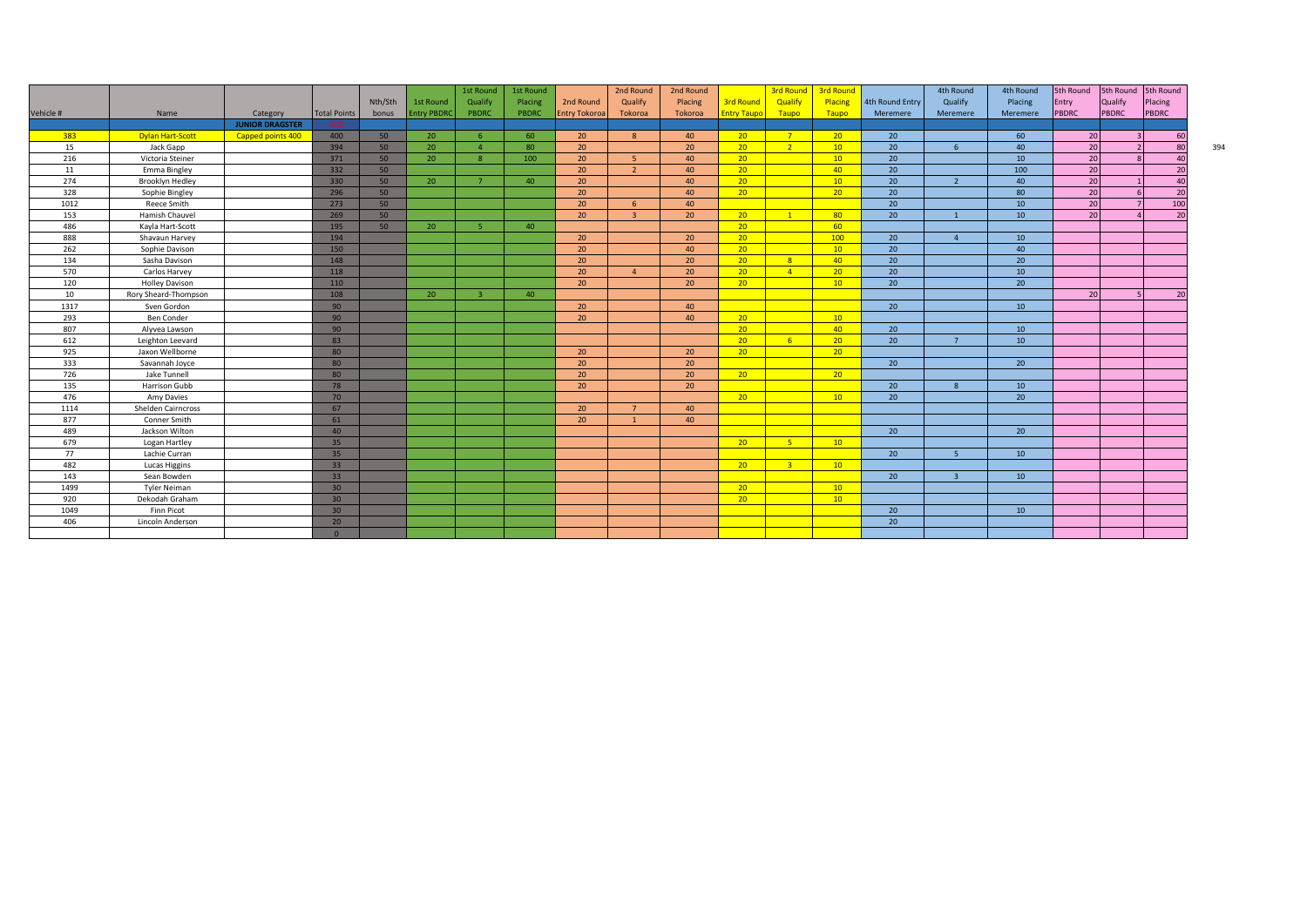| Vehicle # | Name | Category | Total Points | Nth/Sth bonus | 1st Round Entry PBDRC | 1st Round Qualify PBDRC | 1st Round Placing PBDRC | 2nd Round Entry Tokoroa | 2nd Round Qualify Tokoroa | 2nd Round Placing Tokoroa | 3rd Round Entry Taupo | 3rd Round Qualify Taupo | 3rd Round Placing Taupo | 4th Round Entry Meremere | 4th Round Qualify Meremere | 4th Round Placing Meremere | 5th Round Entry PBDRC | 5th Round Qualify PBDRC | 5th Round Placing PBDRC | |
|---|---|---|---|---|---|---|---|---|---|---|---|---|---|---|---|---|---|---|---|---|
| | | JUNIOR DRAGSTER | | | | | | | | | | | | | | | | | | |
| 383 | Dylan Hart-Scott | Capped points 400 | 400 | 50 | 20 | 6 | 60 | 20 | 8 | 40 | 20 | 7 | 20 | 20 | | 60 | 20 | 3 | 60 | |
| 15 | Jack Gapp | | 394 | 50 | 20 | 4 | 80 | 20 | | 20 | 20 | 2 | 10 | 20 | 6 | 40 | 20 | 2 | 80 | 394 |
| 216 | Victoria Steiner | | 371 | 50 | 20 | 8 | 100 | 20 | 5 | 40 | 20 | | 10 | 20 | | 10 | 20 | 8 | 40 | |
| 11 | Emma Bingley | | 332 | 50 | | | | 20 | 2 | 40 | 20 | | 40 | 20 | | 100 | 20 | | 20 | |
| 274 | Brooklyn Hedley | | 330 | 50 | 20 | 7 | 40 | 20 | | 40 | 20 | | 10 | 20 | 2 | 40 | 20 | 1 | 40 | |
| 328 | Sophie Bingley | | 296 | 50 | | | | 20 | | 40 | 20 | | 20 | 20 | | 80 | 20 | 6 | 20 | |
| 1012 | Reece Smith | | 273 | 50 | | | | 20 | 6 | 40 | | | | 20 | | 10 | 20 | 7 | 100 | |
| 153 | Hamish Chauvel | | 269 | 50 | | | | 20 | 3 | 20 | 20 | 1 | 80 | 20 | 1 | 10 | 20 | 4 | 20 | |
| 486 | Kayla Hart-Scott | | 195 | 50 | 20 | 5 | 40 | | | | 20 | | 60 | | | | | | | |
| 888 | Shavaun Harvey | | 194 | | | | | 20 | | 20 | 20 | | 100 | 20 | 4 | 10 | | | | |
| 262 | Sophie Davison | | 150 | | | | | 20 | | 40 | 20 | | 10 | 20 | | 40 | | | | |
| 134 | Sasha Davison | | 148 | | | | | 20 | | 20 | 20 | 8 | 40 | 20 | | 20 | | | | |
| 570 | Carlos Harvey | | 118 | | | | | 20 | 4 | 20 | 20 | 4 | 20 | 20 | | 10 | | | | |
| 120 | Holley Davison | | 110 | | | | | 20 | | 20 | 20 | | 10 | 20 | | 20 | | | | |
| 10 | Rory Sheard-Thompson | | 108 | | 20 | 3 | 40 | | | | | | | | | | 20 | 5 | 20 | |
| 1317 | Sven Gordon | | 90 | | | | | 20 | | 40 | | | | 20 | | 10 | | | | |
| 293 | Ben Conder | | 90 | | | | | 20 | | 40 | 20 | | 10 | | | | | | | |
| 807 | Alyvea Lawson | | 90 | | | | | | | | 20 | | 40 | 20 | | 10 | | | | |
| 612 | Leighton Leevard | | 83 | | | | | | | | 20 | 6 | 20 | 20 | 7 | 10 | | | | |
| 925 | Jaxon Wellborne | | 80 | | | | | 20 | | 20 | 20 | | 20 | | | | | | | |
| 333 | Savannah Joyce | | 80 | | | | | 20 | | 20 | | | | 20 | | 20 | | | | |
| 726 | Jake Tunnell | | 80 | | | | | 20 | | 20 | 20 | | 20 | | | | | | | |
| 135 | Harrison Gubb | | 78 | | | | | 20 | | 20 | | | | 20 | 8 | 10 | | | | |
| 476 | Amy Davies | | 70 | | | | | | | | 20 | | 10 | 20 | | 20 | | | | |
| 1114 | Shelden Cairncross | | 67 | | | | | 20 | 7 | 40 | | | | | | | | | | |
| 877 | Conner Smith | | 61 | | | | | 20 | 1 | 40 | | | | | | | | | | |
| 489 | Jackson Wilton | | 40 | | | | | | | | | | | 20 | | 20 | | | | |
| 679 | Logan Hartley | | 35 | | | | | | | | 20 | 5 | 10 | | | | | | | |
| 77 | Lachie Curran | | 35 | | | | | | | | | | | 20 | 5 | 10 | | | | |
| 482 | Lucas Higgins | | 33 | | | | | | | | 20 | 3 | 10 | | | | | | | |
| 143 | Sean Bowden | | 33 | | | | | | | | | | | 20 | 3 | 10 | | | | |
| 1499 | Tyler Neiman | | 30 | | | | | | | | 20 | | 10 | | | | | | | |
| 920 | Dekodah Graham | | 30 | | | | | | | | 20 | | 10 | | | | | | | |
| 1049 | Finn Picot | | 30 | | | | | | | | | | | 20 | | 10 | | | | |
| 406 | Lincoln Anderson | | 20 | | | | | | | | | | | 20 | | | | | | |
| | | | 0 | | | | | | | | | | | | | | | | | |